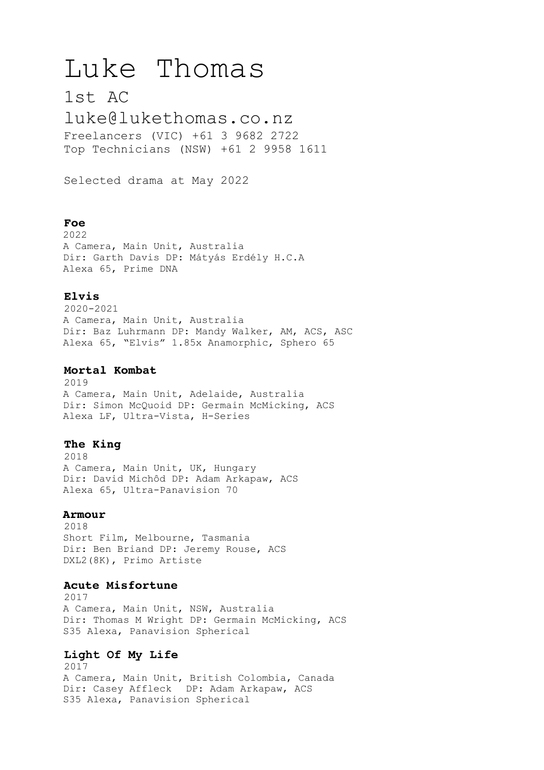# Luke Thomas

## 1st AC

## luke@lukethomas.co.nz

Freelancers (VIC) +61 3 9682 2722
Top Technicians (NSW) +61 2 9958 1611

Selected drama at May 2022

**Foe**
2022
A Camera, Main Unit, Australia
Dir: Garth Davis DP: Mátyás Erdély H.C.A
Alexa 65, Prime DNA

**Elvis**
2020-2021
A Camera, Main Unit, Australia
Dir: Baz Luhrmann DP: Mandy Walker, AM, ACS, ASC
Alexa 65, "Elvis" 1.85x Anamorphic, Sphero 65

**Mortal Kombat**
2019
A Camera, Main Unit, Adelaide, Australia
Dir: Simon McQuoid DP: Germain McMicking, ACS
Alexa LF, Ultra-Vista, H-Series

**The King**
2018
A Camera, Main Unit, UK, Hungary
Dir: David Michôd DP: Adam Arkapaw, ACS
Alexa 65, Ultra-Panavision 70

**Armour**
2018
Short Film, Melbourne, Tasmania
Dir: Ben Briand DP: Jeremy Rouse, ACS
DXL2(8K), Primo Artiste

**Acute Misfortune**
2017
A Camera, Main Unit, NSW, Australia
Dir: Thomas M Wright DP: Germain McMicking, ACS
S35 Alexa, Panavision Spherical

**Light Of My Life**
2017
A Camera, Main Unit, British Colombia, Canada
Dir: Casey Affleck DP: Adam Arkapaw, ACS
S35 Alexa, Panavision Spherical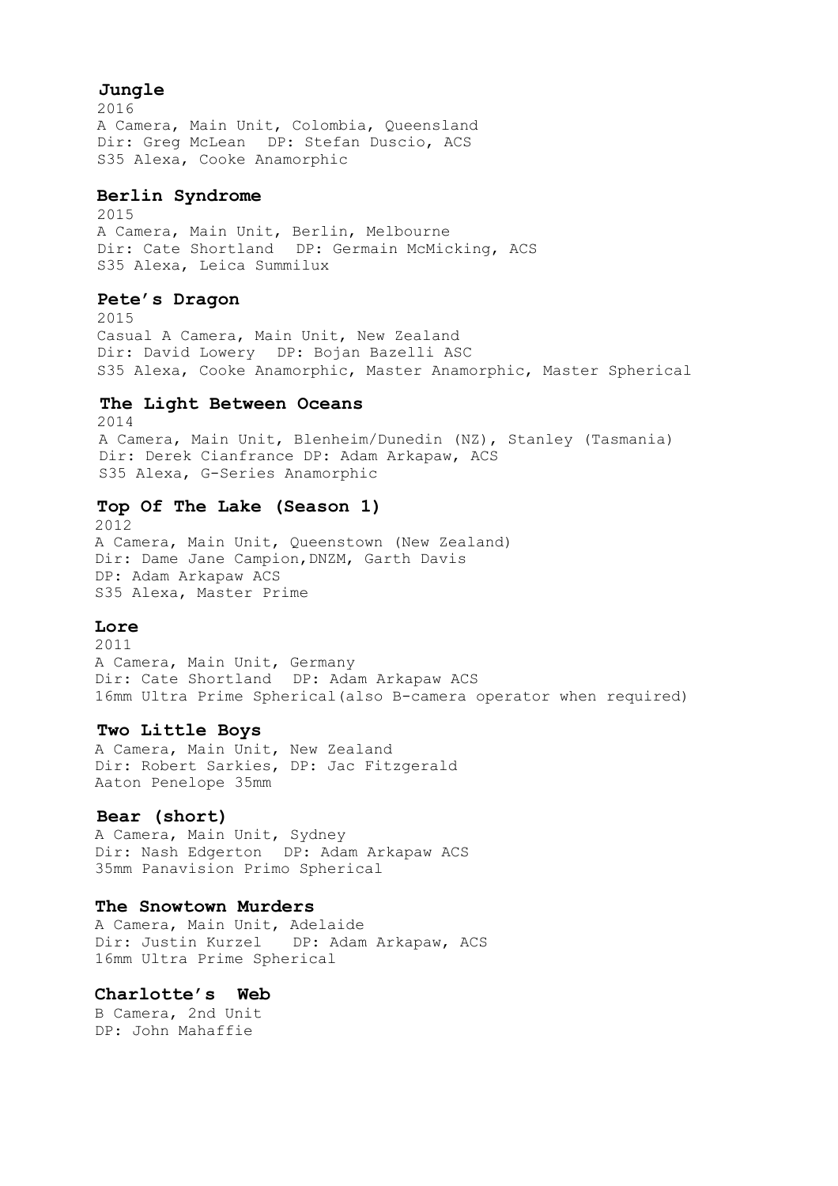### Jungle

2016
A Camera, Main Unit, Colombia, Queensland
Dir: Greg McLean  DP: Stefan Duscio, ACS
S35 Alexa, Cooke Anamorphic

### Berlin Syndrome

2015
A Camera, Main Unit, Berlin, Melbourne
Dir: Cate Shortland  DP: Germain McMicking, ACS
S35 Alexa, Leica Summilux

### Pete's Dragon

2015
Casual A Camera, Main Unit, New Zealand
Dir: David Lowery  DP: Bojan Bazelli ASC
S35 Alexa, Cooke Anamorphic, Master Anamorphic, Master Spherical

### The Light Between Oceans

2014
A Camera, Main Unit, Blenheim/Dunedin (NZ), Stanley (Tasmania)
Dir: Derek Cianfrance DP: Adam Arkapaw, ACS
S35 Alexa, G-Series Anamorphic

### Top Of The Lake (Season 1)

2012
A Camera, Main Unit, Queenstown (New Zealand)
Dir: Dame Jane Campion,DNZM, Garth Davis
DP: Adam Arkapaw ACS
S35 Alexa, Master Prime

### Lore

2011
A Camera, Main Unit, Germany
Dir: Cate Shortland  DP: Adam Arkapaw ACS
16mm Ultra Prime Spherical(also B-camera operator when required)

### Two Little Boys

A Camera, Main Unit, New Zealand
Dir: Robert Sarkies, DP: Jac Fitzgerald
Aaton Penelope 35mm

### Bear (short)

A Camera, Main Unit, Sydney
Dir: Nash Edgerton  DP: Adam Arkapaw ACS
35mm Panavision Primo Spherical

### The Snowtown Murders

A Camera, Main Unit, Adelaide
Dir: Justin Kurzel   DP: Adam Arkapaw, ACS
16mm Ultra Prime Spherical

### Charlotte's Web

B Camera, 2nd Unit
DP: John Mahaffie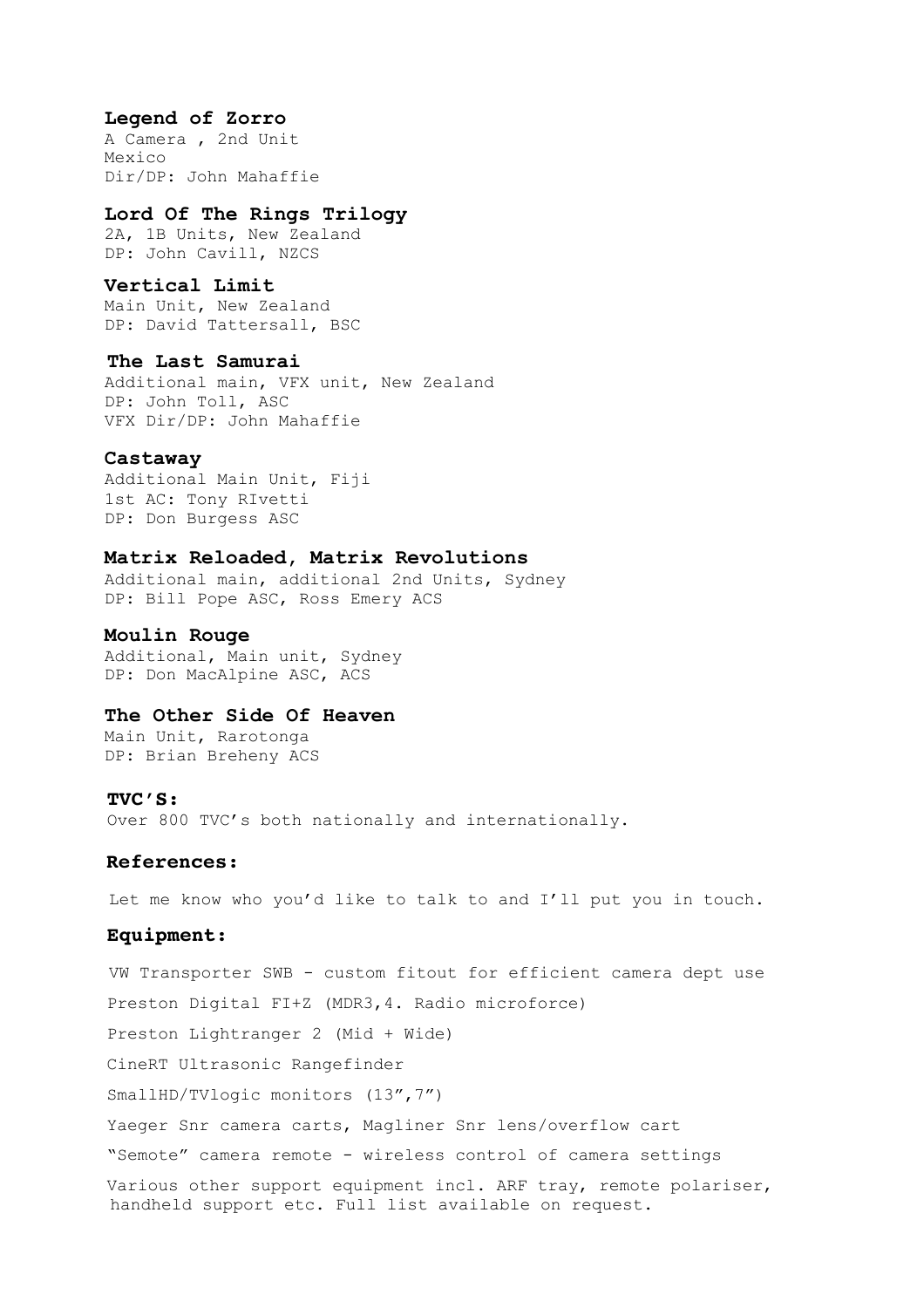### Legend of Zorro

A Camera , 2nd Unit
Mexico
Dir/DP: John Mahaffie

### Lord Of The Rings Trilogy

2A, 1B Units, New Zealand
DP: John Cavill, NZCS

### Vertical Limit

Main Unit, New Zealand
DP: David Tattersall, BSC

### The Last Samurai

Additional main, VFX unit, New Zealand
DP: John Toll, ASC
VFX Dir/DP: John Mahaffie

### Castaway

Additional Main Unit, Fiji
1st AC: Tony RIvetti
DP: Don Burgess ASC

### Matrix Reloaded, Matrix Revolutions

Additional main, additional 2nd Units, Sydney
DP: Bill Pope ASC, Ross Emery ACS

### Moulin Rouge

Additional, Main unit, Sydney
DP: Don MacAlpine ASC, ACS

### The Other Side Of Heaven

Main Unit, Rarotonga
DP: Brian Breheny ACS

### TVC'S:

Over 800 TVC's both nationally and internationally.

### References:

Let me know who you'd like to talk to and I'll put you in touch.

### Equipment:

VW Transporter SWB - custom fitout for efficient camera dept use

Preston Digital FI+Z (MDR3,4. Radio microforce)

Preston Lightranger 2 (Mid + Wide)

CineRT Ultrasonic Rangefinder

SmallHD/TVlogic monitors (13",7")

Yaeger Snr camera carts, Magliner Snr lens/overflow cart

"Semote" camera remote - wireless control of camera settings

Various other support equipment incl. ARF tray, remote polariser, handheld support etc. Full list available on request.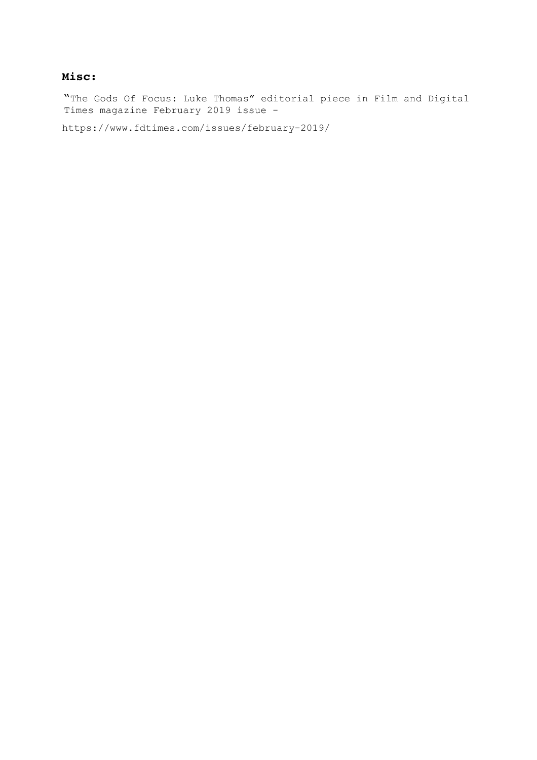**Misc:**

"The Gods Of Focus: Luke Thomas" editorial piece in Film and Digital Times magazine February 2019 issue -

https://www.fdtimes.com/issues/february-2019/